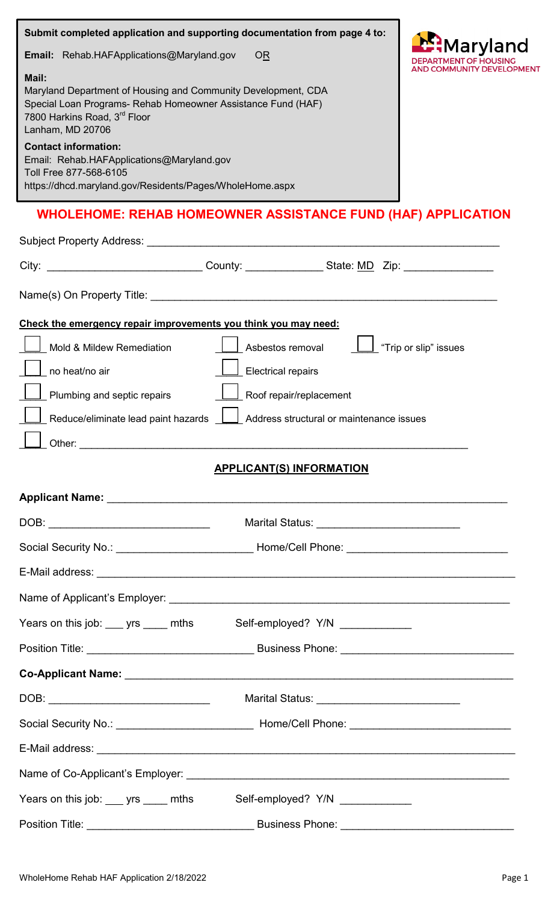**Submit completed application and supporting documentation from page 4 to:**

**Email:** Rehab.HAFApplications@Maryland.gov OR

**Mail:**
Maryland Department of Housing and Community Development, CDA
Special Loan Programs- Rehab Homeowner Assistance Fund (HAF)
7800 Harkins Road, 3rd Floor
Lanham, MD 20706

**Contact information:**
Email: Rehab.HAFApplications@Maryland.gov
Toll Free 877-568-6105
https://dhcd.maryland.gov/Residents/Pages/WholeHome.aspx

Maryland
DEPARTMENT OF HOUSING AND COMMUNITY DEVELOPMENT

# WHOLEHOME: REHAB HOMEOWNER ASSISTANCE FUND (HAF) APPLICATION

Subject Property Address: ______________________________

City: ______________ County: ____________ State: MD Zip: ____________

Name(s) On Property Title: ______________________________

**Check the emergency repair improvements you think you may need:**

- ☐ Mold & Mildew Remediation
- ☐ Asbestos removal
- ☐ "Trip or slip" issues
- ☐ no heat/no air
- ☐ Electrical repairs
- ☐ Plumbing and septic repairs
- ☐ Roof repair/replacement
- ☐ Reduce/eliminate lead paint hazards
- ☐ Address structural or maintenance issues
- ☐ Other: ______________________________

## APPLICANT(S) INFORMATION

**Applicant Name:** ______________________________

DOB: ______________ Marital Status: ______________

Social Security No.: ______________ Home/Cell Phone: ______________

E-Mail address: ______________________________

Name of Applicant's Employer: ______________________________

Years on this job: ___ yrs ____ mths Self-employed? Y/N ___________

Position Title: ______________ Business Phone: ______________

**Co-Applicant Name:** ______________________________

DOB: ______________ Marital Status: ______________

Social Security No.: ______________ Home/Cell Phone: ______________

E-Mail address: ______________________________

Name of Co-Applicant's Employer: ______________________________

Years on this job: ___ yrs ____ mths Self-employed? Y/N ___________

Position Title: ______________ Business Phone: ______________

WholeHome Rehab HAF Application 2/18/2022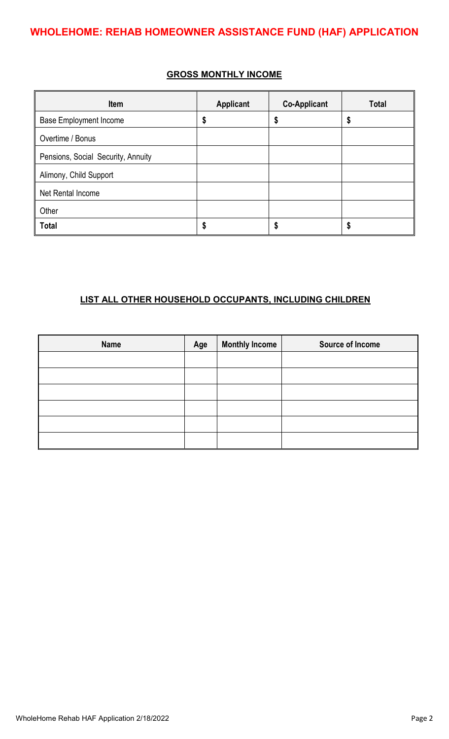# WHOLEHOME: REHAB HOMEOWNER ASSISTANCE FUND (HAF) APPLICATION

## GROSS MONTHLY INCOME

| Item | Applicant | Co-Applicant | Total |
|---|---|---|---|
| Base Employment Income | $ | $ | $ |
| Overtime / Bonus | | | |
| Pensions, Social Security, Annuity | | | |
| Alimony, Child Support | | | |
| Net Rental Income | | | |
| Other | | | |
| **Total** | $ | $ | $ |

## LIST ALL OTHER HOUSEHOLD OCCUPANTS, INCLUDING CHILDREN

| Name | Age | Monthly Income | Source of Income |
|---|---|---|---|
| | | | |
| | | | |
| | | | |
| | | | |
| | | | |
| | | | |

WholeHome Rehab HAF Application 2/18/2022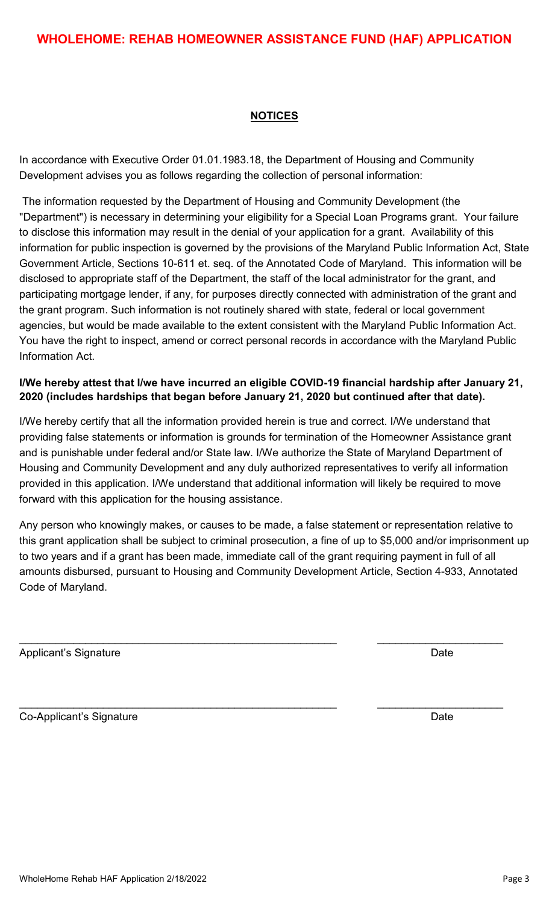# WHOLEHOME: REHAB HOMEOWNER ASSISTANCE FUND (HAF) APPLICATION

## NOTICES

In accordance with Executive Order 01.01.1983.18, the Department of Housing and Community Development advises you as follows regarding the collection of personal information:

The information requested by the Department of Housing and Community Development (the "Department") is necessary in determining your eligibility for a Special Loan Programs grant. Your failure to disclose this information may result in the denial of your application for a grant. Availability of this information for public inspection is governed by the provisions of the Maryland Public Information Act, State Government Article, Sections 10-611 et. seq. of the Annotated Code of Maryland. This information will be disclosed to appropriate staff of the Department, the staff of the local administrator for the grant, and participating mortgage lender, if any, for purposes directly connected with administration of the grant and the grant program. Such information is not routinely shared with state, federal or local government agencies, but would be made available to the extent consistent with the Maryland Public Information Act. You have the right to inspect, amend or correct personal records in accordance with the Maryland Public Information Act.

**I/We hereby attest that I/we have incurred an eligible COVID-19 financial hardship after January 21, 2020 (includes hardships that began before January 21, 2020 but continued after that date).**

I/We hereby certify that all the information provided herein is true and correct. I/We understand that providing false statements or information is grounds for termination of the Homeowner Assistance grant and is punishable under federal and/or State law. I/We authorize the State of Maryland Department of Housing and Community Development and any duly authorized representatives to verify all information provided in this application. I/We understand that additional information will likely be required to move forward with this application for the housing assistance.

Any person who knowingly makes, or causes to be made, a false statement or representation relative to this grant application shall be subject to criminal prosecution, a fine of up to $5,000 and/or imprisonment up to two years and if a grant has been made, immediate call of the grant requiring payment in full of all amounts disbursed, pursuant to Housing and Community Development Article, Section 4-933, Annotated Code of Maryland.

\_\_\_\_\_\_\_\_\_\_\_\_\_\_\_\_\_\_\_\_\_\_\_\_\_\_\_\_\_\_\_\_\_\_\_\_\_\_\_\_\_\_\_\_\_\_\_\_ \_\_\_\_\_\_\_\_\_\_\_\_\_\_\_\_\_\_\_\_

Applicant's Signature Date

\_\_\_\_\_\_\_\_\_\_\_\_\_\_\_\_\_\_\_\_\_\_\_\_\_\_\_\_\_\_\_\_\_\_\_\_\_\_\_\_\_\_\_\_\_\_\_\_ \_\_\_\_\_\_\_\_\_\_\_\_\_\_\_\_\_\_\_\_

Co-Applicant's Signature Date

WholeHome Rehab HAF Application 2/18/2022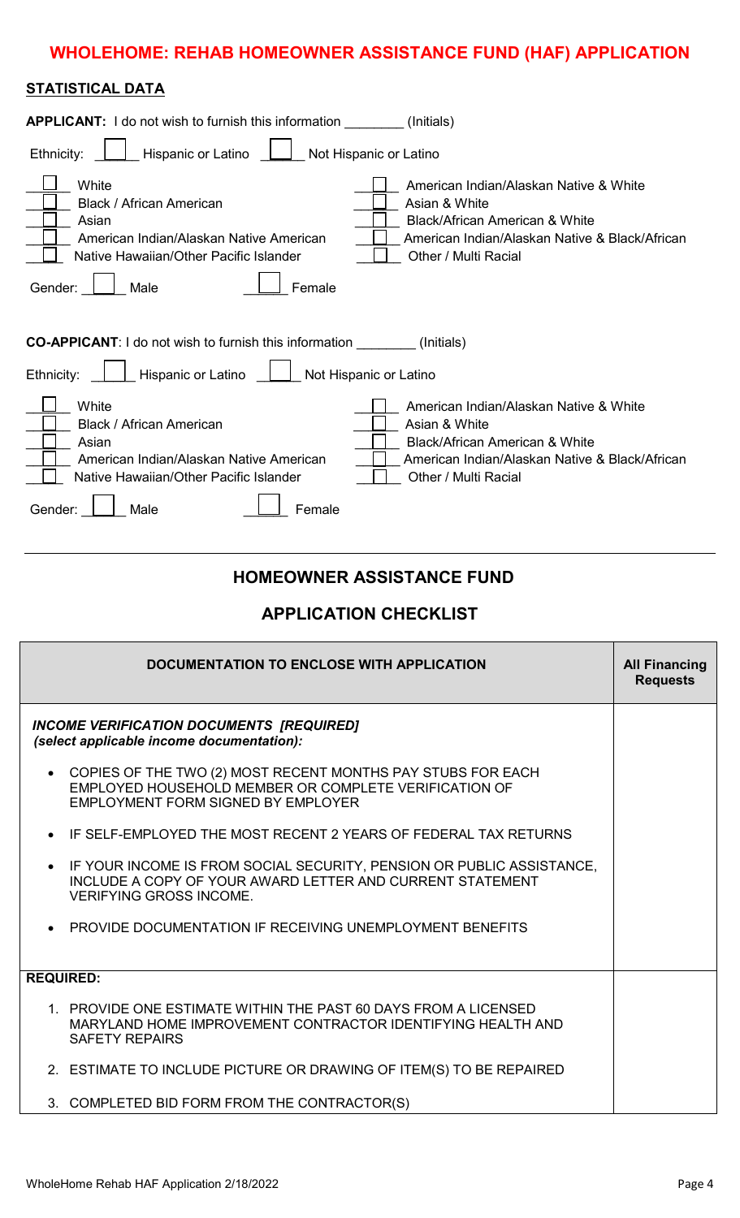# WHOLEHOME: REHAB HOMEOWNER ASSISTANCE FUND (HAF) APPLICATION

## STATISTICAL DATA

**APPLICANT:** I do not wish to furnish this information ________ (Initials)

Ethnicity: ☐ Hispanic or Latino ☐ Not Hispanic or Latino

☐ White
☐ Black / African American
☐ Asian
☐ American Indian/Alaskan Native American
☐ Native Hawaiian/Other Pacific Islander
☐ American Indian/Alaskan Native & White
☐ Asian & White
☐ Black/African American & White
☐ American Indian/Alaskan Native & Black/African
☐ Other / Multi Racial

Gender: ☐ Male ☐ Female

**CO-APPLICANT**: I do not wish to furnish this information ________ (Initials)

Ethnicity: ☐ Hispanic or Latino ☐ Not Hispanic or Latino

☐ White
☐ Black / African American
☐ Asian
☐ American Indian/Alaskan Native American
☐ Native Hawaiian/Other Pacific Islander
☐ American Indian/Alaskan Native & White
☐ Asian & White
☐ Black/African American & White
☐ American Indian/Alaskan Native & Black/African
☐ Other / Multi Racial

Gender: ☐ Male ☐ Female

---

## HOMEOWNER ASSISTANCE FUND

## APPLICATION CHECKLIST

| DOCUMENTATION TO ENCLOSE WITH APPLICATION | All Financing Requests |
|---|---|
| ***INCOME VERIFICATION DOCUMENTS [REQUIRED]*** ***(select applicable income documentation):*** | |
| • COPIES OF THE TWO (2) MOST RECENT MONTHS PAY STUBS FOR EACH EMPLOYED HOUSEHOLD MEMBER OR COMPLETE VERIFICATION OF EMPLOYMENT FORM SIGNED BY EMPLOYER | |
| • IF SELF-EMPLOYED THE MOST RECENT 2 YEARS OF FEDERAL TAX RETURNS | |
| • IF YOUR INCOME IS FROM SOCIAL SECURITY, PENSION OR PUBLIC ASSISTANCE, INCLUDE A COPY OF YOUR AWARD LETTER AND CURRENT STATEMENT VERIFYING GROSS INCOME. | |
| • PROVIDE DOCUMENTATION IF RECEIVING UNEMPLOYMENT BENEFITS | |
| **REQUIRED:** | |
| 1. PROVIDE ONE ESTIMATE WITHIN THE PAST 60 DAYS FROM A LICENSED MARYLAND HOME IMPROVEMENT CONTRACTOR IDENTIFYING HEALTH AND SAFETY REPAIRS | |
| 2. ESTIMATE TO INCLUDE PICTURE OR DRAWING OF ITEM(S) TO BE REPAIRED | |
| 3. COMPLETED BID FORM FROM THE CONTRACTOR(S) | |

WholeHome Rehab HAF Application 2/18/2022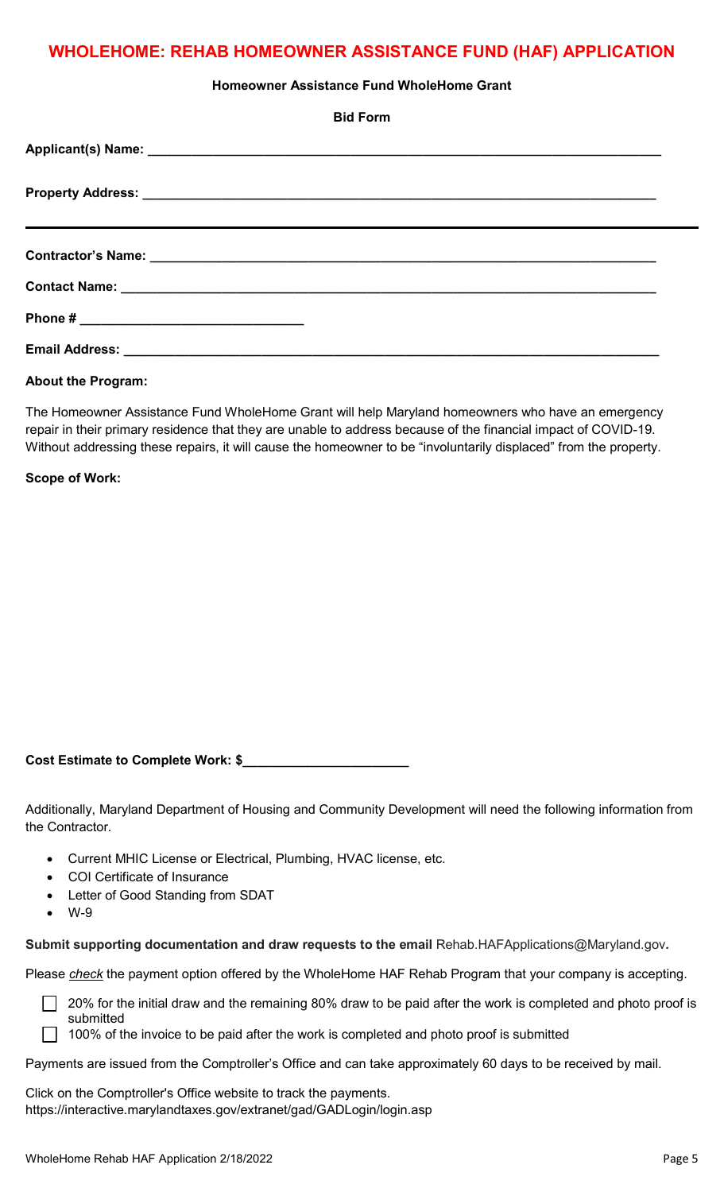# WHOLEHOME: REHAB HOMEOWNER ASSISTANCE FUND (HAF) APPLICATION

**Homeowner Assistance Fund WholeHome Grant**

**Bid Form**

**Applicant(s) Name:** ______________________________________________________________________

**Property Address:** ______________________________________________________________________

---

**Contractor's Name:** ______________________________________________________________________

**Contact Name:** ______________________________________________________________________

**Phone #** ______________________________

**Email Address:** ______________________________________________________________________

**About the Program:**

The Homeowner Assistance Fund WholeHome Grant will help Maryland homeowners who have an emergency repair in their primary residence that they are unable to address because of the financial impact of COVID-19. Without addressing these repairs, it will cause the homeowner to be "involuntarily displaced" from the property.

**Scope of Work:**

**Cost Estimate to Complete Work: $**______________________

Additionally, Maryland Department of Housing and Community Development will need the following information from the Contractor.

- Current MHIC License or Electrical, Plumbing, HVAC license, etc.
- COI Certificate of Insurance
- Letter of Good Standing from SDAT
- W-9

**Submit supporting documentation and draw requests to the email** Rehab.HAFApplications@Maryland.gov**.**

Please *check* the payment option offered by the WholeHome HAF Rehab Program that your company is accepting.

- ☐ 20% for the initial draw and the remaining 80% draw to be paid after the work is completed and photo proof is submitted
- ☐ 100% of the invoice to be paid after the work is completed and photo proof is submitted

Payments are issued from the Comptroller's Office and can take approximately 60 days to be received by mail.

Click on the Comptroller's Office website to track the payments.
https://interactive.marylandtaxes.gov/extranet/gad/GADLogin/login.asp